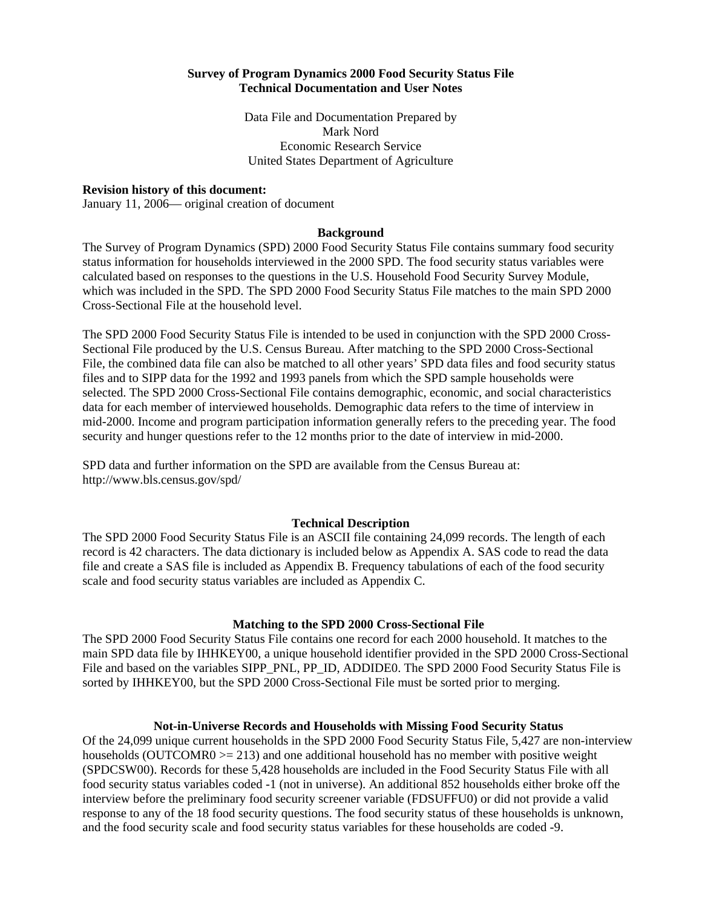**Survey of Program Dynamics 2000 Food Security Status File**
**Technical Documentation and User Notes**

Data File and Documentation Prepared by
Mark Nord
Economic Research Service
United States Department of Agriculture

**Revision history of this document:**
January 11, 2006— original creation of document

## Background

The Survey of Program Dynamics (SPD) 2000 Food Security Status File contains summary food security status information for households interviewed in the 2000 SPD. The food security status variables were calculated based on responses to the questions in the U.S. Household Food Security Survey Module, which was included in the SPD. The SPD 2000 Food Security Status File matches to the main SPD 2000 Cross-Sectional File at the household level.

The SPD 2000 Food Security Status File is intended to be used in conjunction with the SPD 2000 Cross-Sectional File produced by the U.S. Census Bureau. After matching to the SPD 2000 Cross-Sectional File, the combined data file can also be matched to all other years' SPD data files and food security status files and to SIPP data for the 1992 and 1993 panels from which the SPD sample households were selected. The SPD 2000 Cross-Sectional File contains demographic, economic, and social characteristics data for each member of interviewed households. Demographic data refers to the time of interview in mid-2000. Income and program participation information generally refers to the preceding year. The food security and hunger questions refer to the 12 months prior to the date of interview in mid-2000.

SPD data and further information on the SPD are available from the Census Bureau at: http://www.bls.census.gov/spd/

## Technical Description

The SPD 2000 Food Security Status File is an ASCII file containing 24,099 records. The length of each record is 42 characters. The data dictionary is included below as Appendix A. SAS code to read the data file and create a SAS file is included as Appendix B. Frequency tabulations of each of the food security scale and food security status variables are included as Appendix C.

## Matching to the SPD 2000 Cross-Sectional File

The SPD 2000 Food Security Status File contains one record for each 2000 household. It matches to the main SPD data file by IHHKEY00, a unique household identifier provided in the SPD 2000 Cross-Sectional File and based on the variables SIPP_PNL, PP_ID, ADDIDE0. The SPD 2000 Food Security Status File is sorted by IHHKEY00, but the SPD 2000 Cross-Sectional File must be sorted prior to merging.

## Not-in-Universe Records and Households with Missing Food Security Status

Of the 24,099 unique current households in the SPD 2000 Food Security Status File, 5,427 are non-interview households (OUTCOMR0 >= 213) and one additional household has no member with positive weight (SPDCSW00). Records for these 5,428 households are included in the Food Security Status File with all food security status variables coded -1 (not in universe). An additional 852 households either broke off the interview before the preliminary food security screener variable (FDSUFFU0) or did not provide a valid response to any of the 18 food security questions. The food security status of these households is unknown, and the food security scale and food security status variables for these households are coded -9.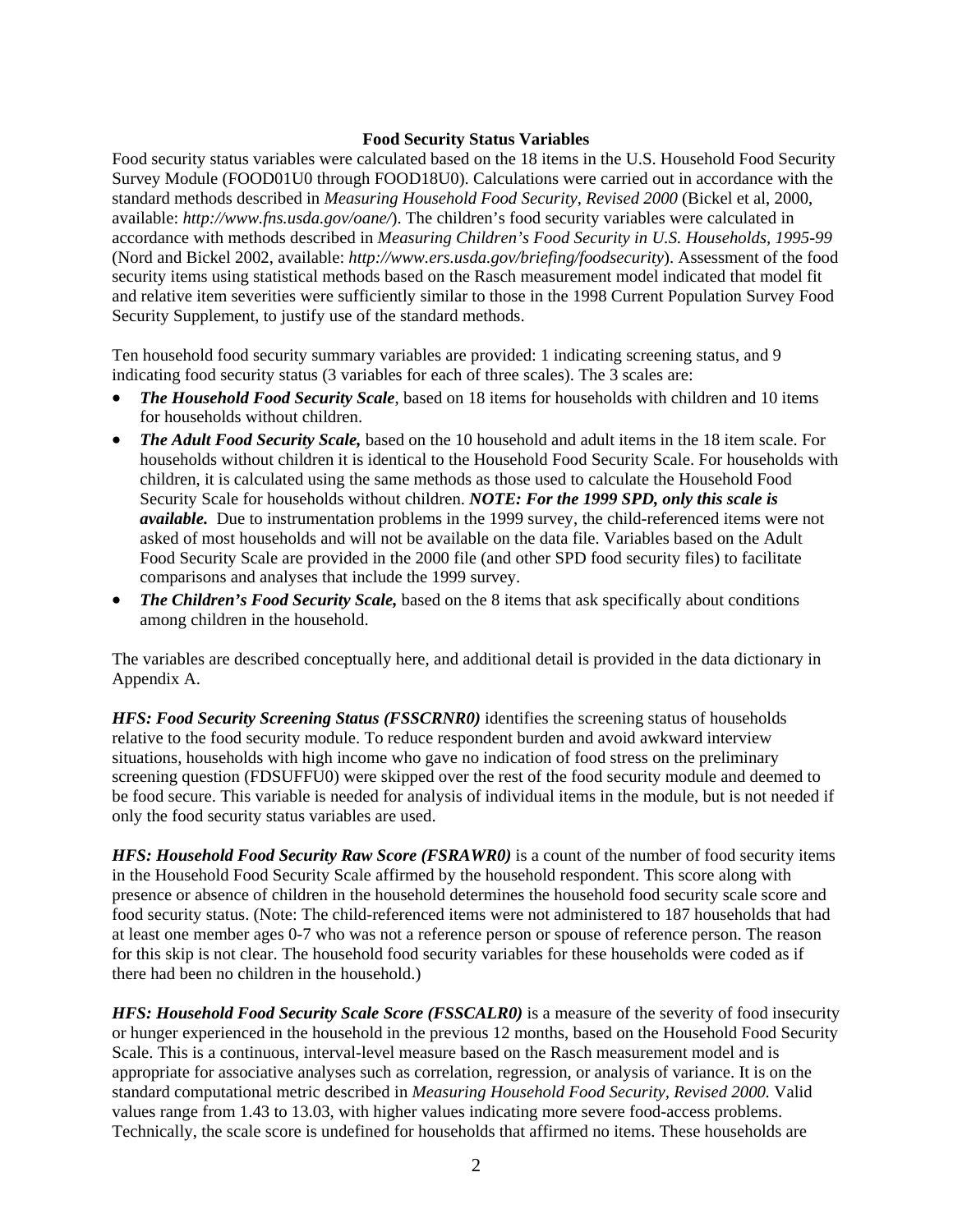## Food Security Status Variables

Food security status variables were calculated based on the 18 items in the U.S. Household Food Security Survey Module (FOOD01U0 through FOOD18U0). Calculations were carried out in accordance with the standard methods described in *Measuring Household Food Security, Revised 2000* (Bickel et al, 2000, available: *http://www.fns.usda.gov/oane/*). The children's food security variables were calculated in accordance with methods described in *Measuring Children's Food Security in U.S. Households, 1995-99* (Nord and Bickel 2002, available: *http://www.ers.usda.gov/briefing/foodsecurity*). Assessment of the food security items using statistical methods based on the Rasch measurement model indicated that model fit and relative item severities were sufficiently similar to those in the 1998 Current Population Survey Food Security Supplement, to justify use of the standard methods.

Ten household food security summary variables are provided: 1 indicating screening status, and 9 indicating food security status (3 variables for each of three scales). The 3 scales are:

- ***The Household Food Security Scale***, based on 18 items for households with children and 10 items for households without children.
- ***The Adult Food Security Scale,*** based on the 10 household and adult items in the 18 item scale. For households without children it is identical to the Household Food Security Scale. For households with children, it is calculated using the same methods as those used to calculate the Household Food Security Scale for households without children. ***NOTE: For the 1999 SPD, only this scale is available.*** Due to instrumentation problems in the 1999 survey, the child-referenced items were not asked of most households and will not be available on the data file. Variables based on the Adult Food Security Scale are provided in the 2000 file (and other SPD food security files) to facilitate comparisons and analyses that include the 1999 survey.
- ***The Children's Food Security Scale,*** based on the 8 items that ask specifically about conditions among children in the household.

The variables are described conceptually here, and additional detail is provided in the data dictionary in Appendix A.

***HFS: Food Security Screening Status (FSSCRNR0)*** identifies the screening status of households relative to the food security module. To reduce respondent burden and avoid awkward interview situations, households with high income who gave no indication of food stress on the preliminary screening question (FDSUFFU0) were skipped over the rest of the food security module and deemed to be food secure. This variable is needed for analysis of individual items in the module, but is not needed if only the food security status variables are used.

***HFS: Household Food Security Raw Score (FSRAWR0)*** is a count of the number of food security items in the Household Food Security Scale affirmed by the household respondent. This score along with presence or absence of children in the household determines the household food security scale score and food security status. (Note: The child-referenced items were not administered to 187 households that had at least one member ages 0-7 who was not a reference person or spouse of reference person. The reason for this skip is not clear. The household food security variables for these households were coded as if there had been no children in the household.)

***HFS: Household Food Security Scale Score (FSSCALR0)*** is a measure of the severity of food insecurity or hunger experienced in the household in the previous 12 months, based on the Household Food Security Scale. This is a continuous, interval-level measure based on the Rasch measurement model and is appropriate for associative analyses such as correlation, regression, or analysis of variance. It is on the standard computational metric described in *Measuring Household Food Security, Revised 2000.* Valid values range from 1.43 to 13.03, with higher values indicating more severe food-access problems. Technically, the scale score is undefined for households that affirmed no items. These households are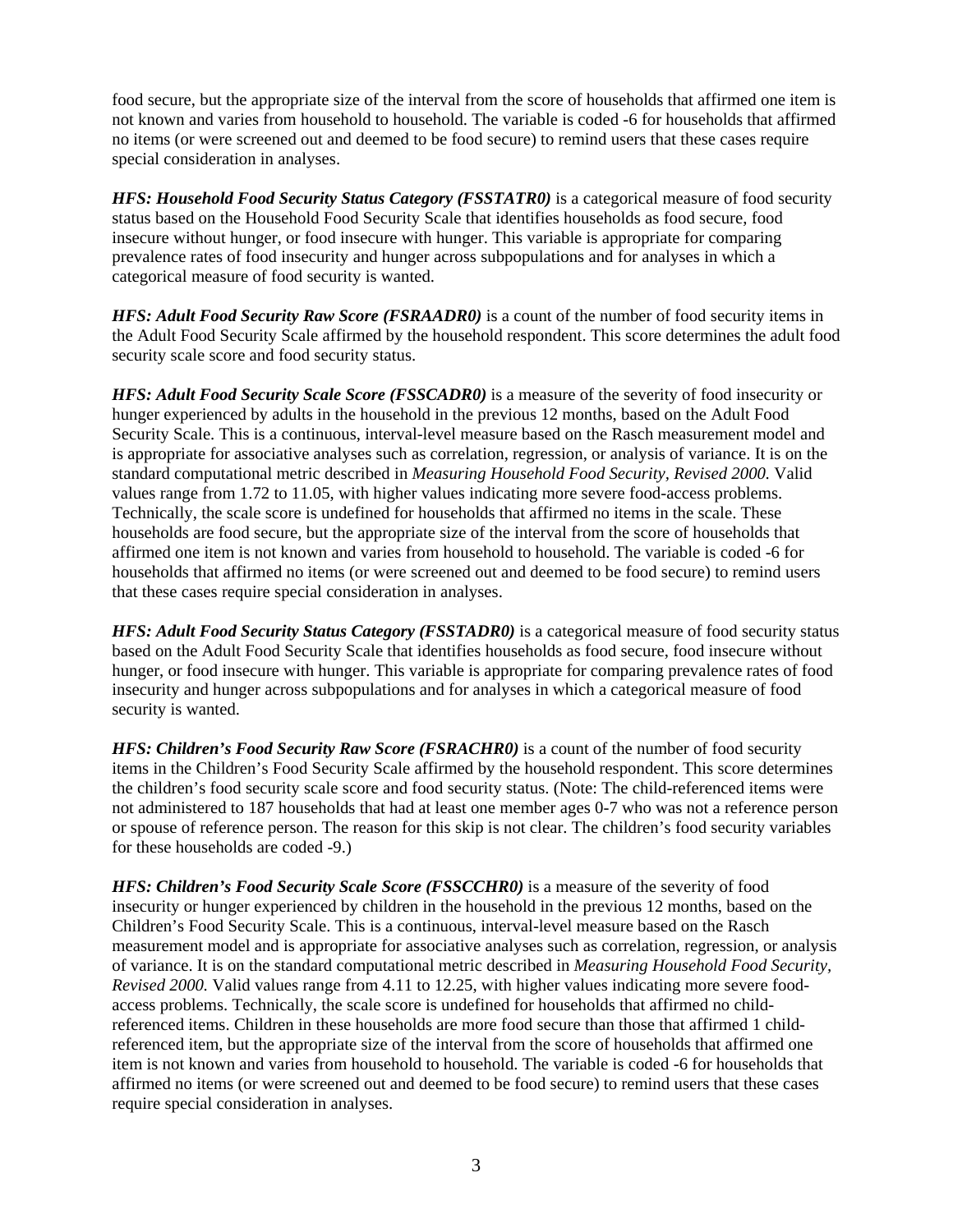food secure, but the appropriate size of the interval from the score of households that affirmed one item is not known and varies from household to household. The variable is coded -6 for households that affirmed no items (or were screened out and deemed to be food secure) to remind users that these cases require special consideration in analyses.

***HFS: Household Food Security Status Category (FSSTATR0)*** is a categorical measure of food security status based on the Household Food Security Scale that identifies households as food secure, food insecure without hunger, or food insecure with hunger. This variable is appropriate for comparing prevalence rates of food insecurity and hunger across subpopulations and for analyses in which a categorical measure of food security is wanted.

***HFS: Adult Food Security Raw Score (FSRAADR0)*** is a count of the number of food security items in the Adult Food Security Scale affirmed by the household respondent. This score determines the adult food security scale score and food security status.

***HFS: Adult Food Security Scale Score (FSSCADR0)*** is a measure of the severity of food insecurity or hunger experienced by adults in the household in the previous 12 months, based on the Adult Food Security Scale. This is a continuous, interval-level measure based on the Rasch measurement model and is appropriate for associative analyses such as correlation, regression, or analysis of variance. It is on the standard computational metric described in *Measuring Household Food Security, Revised 2000.* Valid values range from 1.72 to 11.05, with higher values indicating more severe food-access problems. Technically, the scale score is undefined for households that affirmed no items in the scale. These households are food secure, but the appropriate size of the interval from the score of households that affirmed one item is not known and varies from household to household. The variable is coded -6 for households that affirmed no items (or were screened out and deemed to be food secure) to remind users that these cases require special consideration in analyses.

***HFS: Adult Food Security Status Category (FSSTADR0)*** is a categorical measure of food security status based on the Adult Food Security Scale that identifies households as food secure, food insecure without hunger, or food insecure with hunger. This variable is appropriate for comparing prevalence rates of food insecurity and hunger across subpopulations and for analyses in which a categorical measure of food security is wanted.

***HFS: Children's Food Security Raw Score (FSRACHR0)*** is a count of the number of food security items in the Children's Food Security Scale affirmed by the household respondent. This score determines the children's food security scale score and food security status. (Note: The child-referenced items were not administered to 187 households that had at least one member ages 0-7 who was not a reference person or spouse of reference person. The reason for this skip is not clear. The children's food security variables for these households are coded -9.)

***HFS: Children's Food Security Scale Score (FSSCCHR0)*** is a measure of the severity of food insecurity or hunger experienced by children in the household in the previous 12 months, based on the Children's Food Security Scale. This is a continuous, interval-level measure based on the Rasch measurement model and is appropriate for associative analyses such as correlation, regression, or analysis of variance. It is on the standard computational metric described in *Measuring Household Food Security, Revised 2000.* Valid values range from 4.11 to 12.25, with higher values indicating more severe food-access problems. Technically, the scale score is undefined for households that affirmed no child-referenced items. Children in these households are more food secure than those that affirmed 1 child-referenced item, but the appropriate size of the interval from the score of households that affirmed one item is not known and varies from household to household. The variable is coded -6 for households that affirmed no items (or were screened out and deemed to be food secure) to remind users that these cases require special consideration in analyses.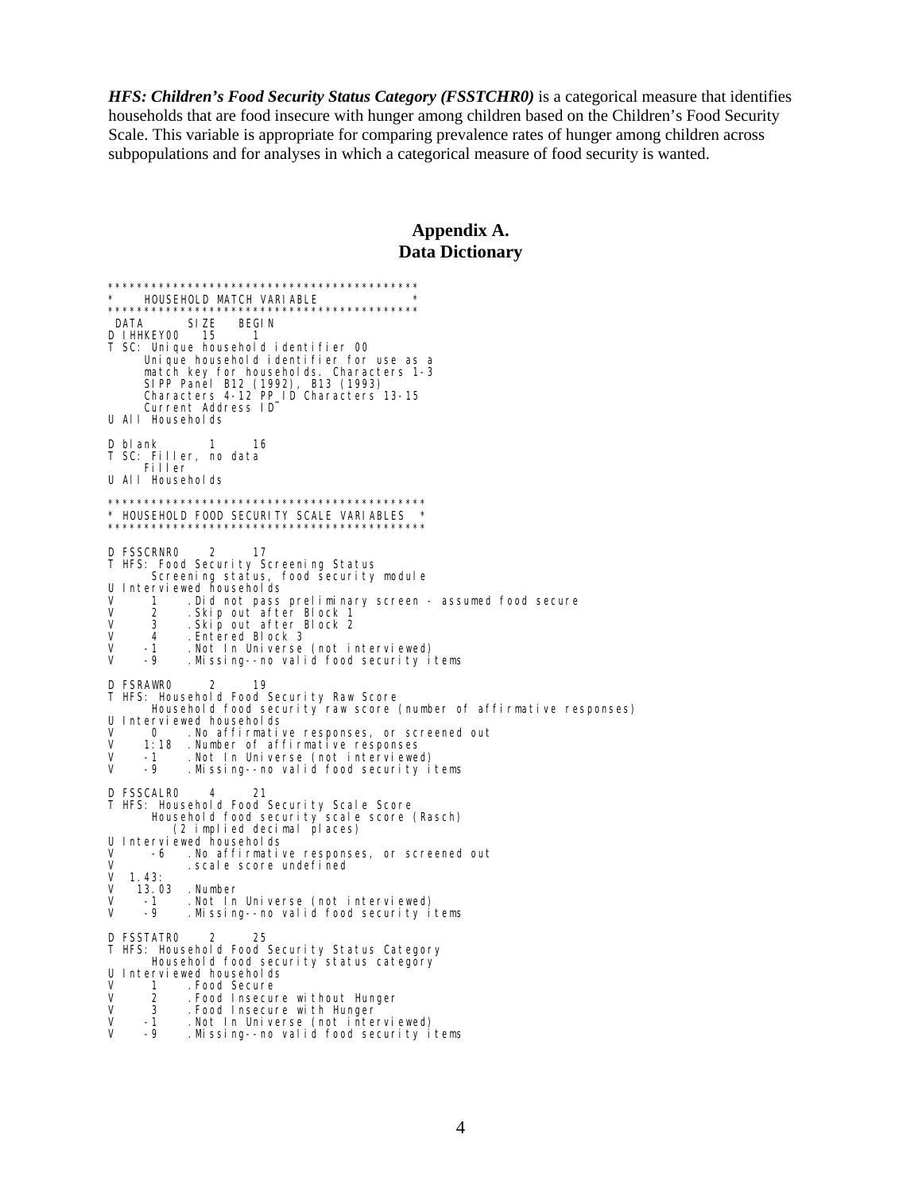***HFS: Children's Food Security Status Category (FSSTCHR0)*** is a categorical measure that identifies households that are food insecure with hunger among children based on the Children's Food Security Scale. This variable is appropriate for comparing prevalence rates of hunger among children across subpopulations and for analyses in which a categorical measure of food security is wanted.

## Appendix A.
## Data Dictionary

```
*******************************************
*    HOUSEHOLD MATCH VARIABLE             *
*******************************************
 DATA       SIZE   BEGIN
D IHHKEY00   15      1
T SC: Unique household identifier 00
      Unique household identifier for use as a
      match key for households. Characters 1-3
      SIPP Panel B12 (1992), B13 (1993)
      Characters 4-12 PP_ID Characters 13-15
      Current Address ID
U All Households

D blank       1     16
T SC: Filler, no data
      Filler
U All Households

********************************************
* HOUSEHOLD FOOD SECURITY SCALE VARIABLES  *
********************************************

D FSSCRNR0    2     17
T HFS: Food Security Screening Status
       Screening status, food security module
U Interviewed households
V      1    .Did not pass preliminary screen - assumed food secure
V      2    .Skip out after Block 1
V      3    .Skip out after Block 2
V      4    .Entered Block 3
V     -1    .Not In Universe (not interviewed)
V     -9    .Missing--no valid food security items

D FSRAWR0     2     19
T HFS: Household Food Security Raw Score
       Household food security raw score (number of affirmative responses)
U Interviewed households
V      0    .No affirmative responses, or screened out
V     1:18  .Number of affirmative responses
V     -1    .Not In Universe (not interviewed)
V     -9    .Missing--no valid food security items

D FSSCALR0    4     21
T HFS: Household Food Security Scale Score
       Household food security scale score (Rasch)
          (2 implied decimal places)
U Interviewed households
V      -6   .No affirmative responses, or screened out
V           .scale score undefined
V  1.43:
V   13.03  .Number
V     -1    .Not In Universe (not interviewed)
V     -9    .Missing--no valid food security items

D FSSTATR0    2     25
T HFS: Household Food Security Status Category
       Household food security status category
U Interviewed households
V      1    .Food Secure
V      2    .Food Insecure without Hunger
V      3    .Food Insecure with Hunger
V     -1    .Not In Universe (not interviewed)
V     -9    .Missing--no valid food security items
```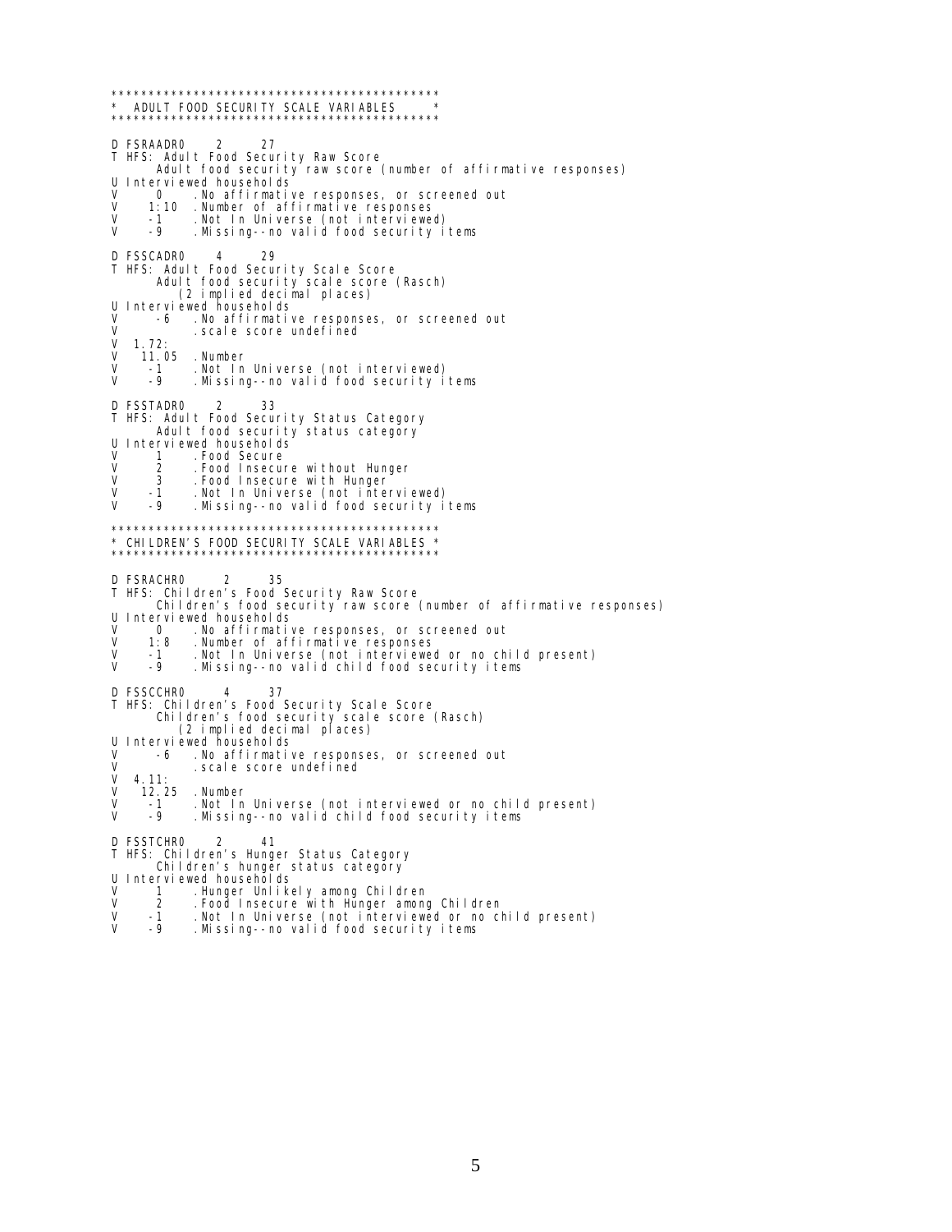```
********************************************
*  ADULT FOOD SECURITY SCALE VARIABLES     *
********************************************

D FSRAADR0     2      27
T HFS: Adult Food Security Raw Score
       Adult food security raw score (number of affirmative responses)
U Interviewed households
V      0     .No affirmative responses, or screened out
V     1:10   .Number of affirmative responses
V     -1     .Not In Universe (not interviewed)
V     -9     .Missing--no valid food security items

D FSSCADR0     4      29
T HFS: Adult Food Security Scale Score
       Adult food security scale score (Rasch)
          (2 implied decimal places)
U Interviewed households
V      -6    .No affirmative responses, or screened out
V            .scale score undefined
V   1.72:
V   11.05    .Number
V     -1     .Not In Universe (not interviewed)
V     -9     .Missing--no valid food security items

D FSSTADR0     2      33
T HFS: Adult Food Security Status Category
       Adult food security status category
U Interviewed households
V      1     .Food Secure
V      2     .Food Insecure without Hunger
V      3     .Food Insecure with Hunger
V     -1     .Not In Universe (not interviewed)
V     -9     .Missing--no valid food security items

********************************************
* CHILDREN'S FOOD SECURITY SCALE VARIABLES *
********************************************

D FSRACHR0      2      35
T HFS: Children's Food Security Raw Score
       Children's food security raw score (number of affirmative responses)
U Interviewed households
V      0     .No affirmative responses, or screened out
V     1:8    .Number of affirmative responses
V     -1     .Not In Universe (not interviewed or no child present)
V     -9     .Missing--no valid child food security items

D FSSCCHR0      4      37
T HFS: Children's Food Security Scale Score
       Children's food security scale score (Rasch)
          (2 implied decimal places)
U Interviewed households
V      -6    .No affirmative responses, or screened out
V            .scale score undefined
V   4.11:
V   12.25    .Number
V     -1     .Not In Universe (not interviewed or no child present)
V     -9     .Missing--no valid child food security items

D FSSTCHR0     2      41
T HFS: Children's Hunger Status Category
       Children's hunger status category
U Interviewed households
V      1     .Hunger Unlikely among Children
V      2     .Food Insecure with Hunger among Children
V     -1     .Not In Universe (not interviewed or no child present)
V     -9     .Missing--no valid food security items
```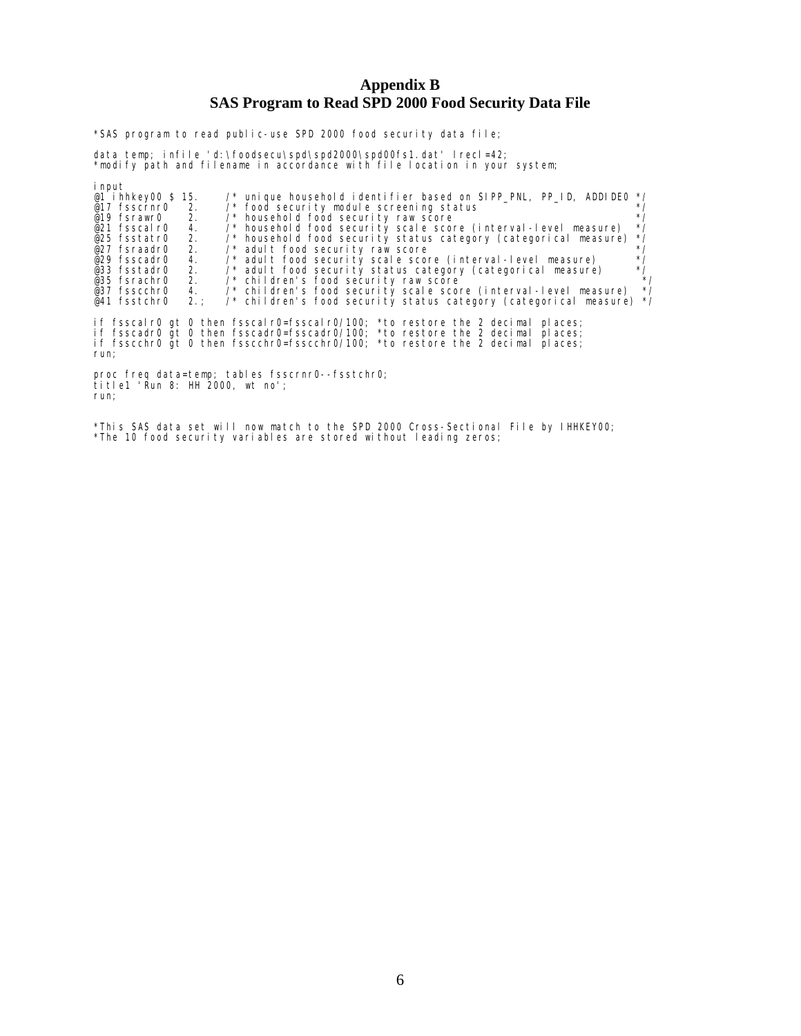# Appendix B
# SAS Program to Read SPD 2000 Food Security Data File

```
*SAS program to read public-use SPD 2000 food security data file;

data temp; infile 'd:\foodsecu\spd\spd2000\spd00fs1.dat' lrecl=42;
*modify path and filename in accordance with file location in your system;

input
@1 ihhkey00 $ 15.    /* unique household identifier based on SIPP_PNL, PP_ID, ADDIDE0 */
@17 fsscrnr0   2.    /* food security module screening status                        */
@19 fsrawr0    2.    /* household food security raw score                            */
@21 fsscalr0   4.    /* household food security scale score (interval-level measure)  */
@25 fsstatr0   2.    /* household food security status category (categorical measure) */
@27 fsraadr0   2.    /* adult food security raw score                                */
@29 fsscadr0   4.    /* adult food security scale score (interval-level measure)      */
@33 fsstadr0   2.    /* adult food security status category (categorical measure)     */
@35 fsrachr0   2.    /* children's food security raw score                            */
@37 fsscchr0   4.    /* children's food security scale score (interval-level measure)  */
@41 fsstchr0   2.;   /* children's food security status category (categorical measure) */

if fsscalr0 gt 0 then fsscalr0=fsscalr0/100; *to restore the 2 decimal places;
if fsscadr0 gt 0 then fsscadr0=fsscadr0/100; *to restore the 2 decimal places;
if fsscchr0 gt 0 then fsscchr0=fsscchr0/100; *to restore the 2 decimal places;
run;

proc freq data=temp; tables fsscrnr0--fsstchr0;
title1 'Run 8: HH 2000, wt no';
run;


*This SAS data set will now match to the SPD 2000 Cross-Sectional File by IHHKEY00;
*The 10 food security variables are stored without leading zeros;
```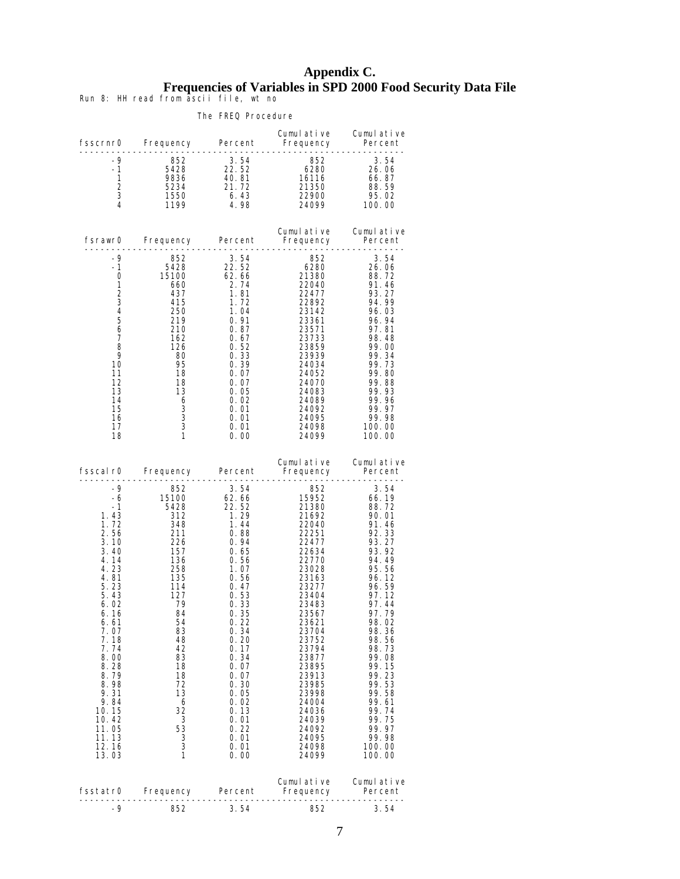# Appendix C.
## Frequencies of Variables in SPD 2000 Food Security Data File

Run 8: HH read from ascii file, wt no

The FREQ Procedure

| fsscrnr0 | Frequency | Percent | Cumulative Frequency | Cumulative Percent |
|---|---|---|---|---|
| -9 | 852 | 3.54 | 852 | 3.54 |
| -1 | 5428 | 22.52 | 6280 | 26.06 |
| 1 | 9836 | 40.81 | 16116 | 66.87 |
| 2 | 5234 | 21.72 | 21350 | 88.59 |
| 3 | 1550 | 6.43 | 22900 | 95.02 |
| 4 | 1199 | 4.98 | 24099 | 100.00 |

| fsrawr0 | Frequency | Percent | Cumulative Frequency | Cumulative Percent |
|---|---|---|---|---|
| -9 | 852 | 3.54 | 852 | 3.54 |
| -1 | 5428 | 22.52 | 6280 | 26.06 |
| 0 | 15100 | 62.66 | 21380 | 88.72 |
| 1 | 660 | 2.74 | 22040 | 91.46 |
| 2 | 437 | 1.81 | 22477 | 93.27 |
| 3 | 415 | 1.72 | 22892 | 94.99 |
| 4 | 250 | 1.04 | 23142 | 96.03 |
| 5 | 219 | 0.91 | 23361 | 96.94 |
| 6 | 210 | 0.87 | 23571 | 97.81 |
| 7 | 162 | 0.67 | 23733 | 98.48 |
| 8 | 126 | 0.52 | 23859 | 99.00 |
| 9 | 80 | 0.33 | 23939 | 99.34 |
| 10 | 95 | 0.39 | 24034 | 99.73 |
| 11 | 18 | 0.07 | 24052 | 99.80 |
| 12 | 18 | 0.07 | 24070 | 99.88 |
| 13 | 13 | 0.05 | 24083 | 99.93 |
| 14 | 6 | 0.02 | 24089 | 99.96 |
| 15 | 3 | 0.01 | 24092 | 99.97 |
| 16 | 3 | 0.01 | 24095 | 99.98 |
| 17 | 3 | 0.01 | 24098 | 100.00 |
| 18 | 1 | 0.00 | 24099 | 100.00 |

| fsscalr0 | Frequency | Percent | Cumulative Frequency | Cumulative Percent |
|---|---|---|---|---|
| -9 | 852 | 3.54 | 852 | 3.54 |
| -6 | 15100 | 62.66 | 15952 | 66.19 |
| -1 | 5428 | 22.52 | 21380 | 88.72 |
| 1.43 | 312 | 1.29 | 21692 | 90.01 |
| 1.72 | 348 | 1.44 | 22040 | 91.46 |
| 2.56 | 211 | 0.88 | 22251 | 92.33 |
| 3.10 | 226 | 0.94 | 22477 | 93.27 |
| 3.40 | 157 | 0.65 | 22634 | 93.92 |
| 4.14 | 136 | 0.56 | 22770 | 94.49 |
| 4.23 | 258 | 1.07 | 23028 | 95.56 |
| 4.81 | 135 | 0.56 | 23163 | 96.12 |
| 5.23 | 114 | 0.47 | 23277 | 96.59 |
| 5.43 | 127 | 0.53 | 23404 | 97.12 |
| 6.02 | 79 | 0.33 | 23483 | 97.44 |
| 6.16 | 84 | 0.35 | 23567 | 97.79 |
| 6.61 | 54 | 0.22 | 23621 | 98.02 |
| 7.07 | 83 | 0.34 | 23704 | 98.36 |
| 7.18 | 48 | 0.20 | 23752 | 98.56 |
| 7.74 | 42 | 0.17 | 23794 | 98.73 |
| 8.00 | 83 | 0.34 | 23877 | 99.08 |
| 8.28 | 18 | 0.07 | 23895 | 99.15 |
| 8.79 | 18 | 0.07 | 23913 | 99.23 |
| 8.98 | 72 | 0.30 | 23985 | 99.53 |
| 9.31 | 13 | 0.05 | 23998 | 99.58 |
| 9.84 | 6 | 0.02 | 24004 | 99.61 |
| 10.15 | 32 | 0.13 | 24036 | 99.74 |
| 10.42 | 3 | 0.01 | 24039 | 99.75 |
| 11.05 | 53 | 0.22 | 24092 | 99.97 |
| 11.13 | 3 | 0.01 | 24095 | 99.98 |
| 12.16 | 3 | 0.01 | 24098 | 100.00 |
| 13.03 | 1 | 0.00 | 24099 | 100.00 |

| fsstatr0 | Frequency | Percent | Cumulative Frequency | Cumulative Percent |
|---|---|---|---|---|
| -9 | 852 | 3.54 | 852 | 3.54 |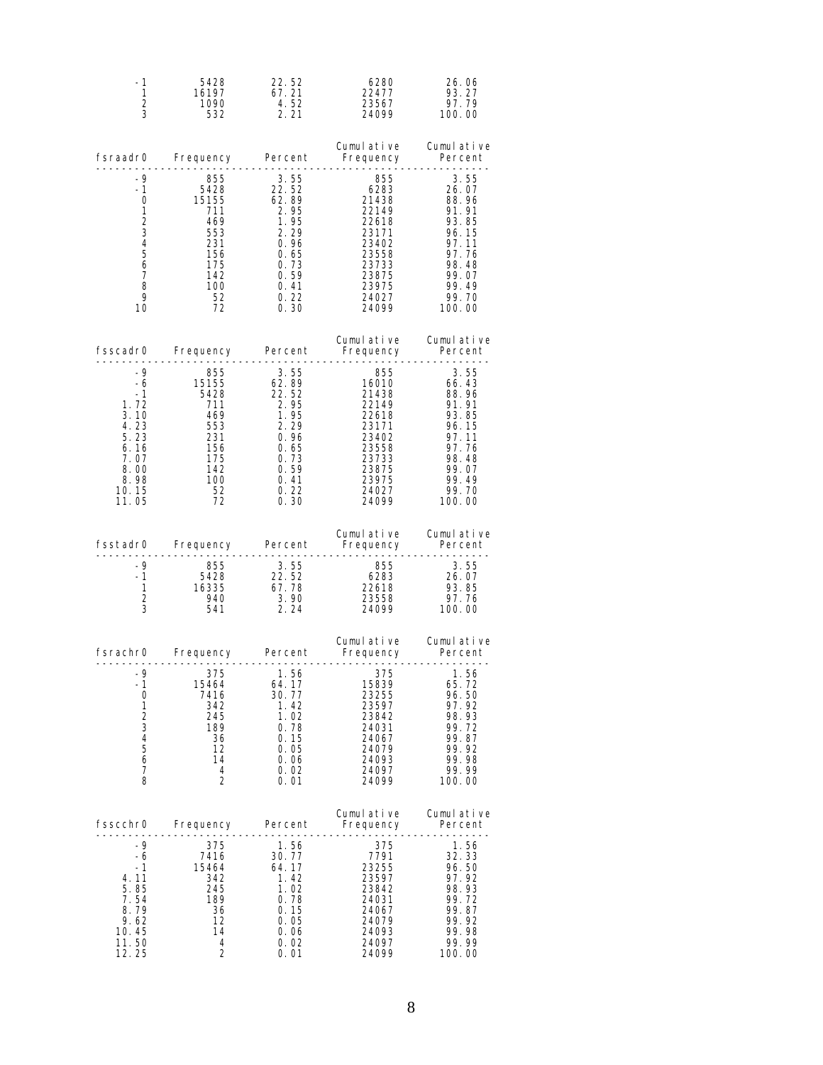| | Frequency | Percent | Cumulative Frequency | Cumulative Percent |
|---|---|---|---|---|
| -1 | 5428 | 22.52 | 6280 | 26.06 |
| 1 | 16197 | 67.21 | 22477 | 93.27 |
| 2 | 1090 | 4.52 | 23567 | 97.79 |
| 3 | 532 | 2.21 | 24099 | 100.00 |

| fsraadr0 | Frequency | Percent | Cumulative Frequency | Cumulative Percent |
|---|---|---|---|---|
| -9 | 855 | 3.55 | 855 | 3.55 |
| -1 | 5428 | 22.52 | 6283 | 26.07 |
| 0 | 15155 | 62.89 | 21438 | 88.96 |
| 1 | 711 | 2.95 | 22149 | 91.91 |
| 2 | 469 | 1.95 | 22618 | 93.85 |
| 3 | 553 | 2.29 | 23171 | 96.15 |
| 4 | 231 | 0.96 | 23402 | 97.11 |
| 5 | 156 | 0.65 | 23558 | 97.76 |
| 6 | 175 | 0.73 | 23733 | 98.48 |
| 7 | 142 | 0.59 | 23875 | 99.07 |
| 8 | 100 | 0.41 | 23975 | 99.49 |
| 9 | 52 | 0.22 | 24027 | 99.70 |
| 10 | 72 | 0.30 | 24099 | 100.00 |

| fsscadr0 | Frequency | Percent | Cumulative Frequency | Cumulative Percent |
|---|---|---|---|---|
| -9 | 855 | 3.55 | 855 | 3.55 |
| -6 | 15155 | 62.89 | 16010 | 66.43 |
| -1 | 5428 | 22.52 | 21438 | 88.96 |
| 1.72 | 711 | 2.95 | 22149 | 91.91 |
| 3.10 | 469 | 1.95 | 22618 | 93.85 |
| 4.23 | 553 | 2.29 | 23171 | 96.15 |
| 5.23 | 231 | 0.96 | 23402 | 97.11 |
| 6.16 | 156 | 0.65 | 23558 | 97.76 |
| 7.07 | 175 | 0.73 | 23733 | 98.48 |
| 8.00 | 142 | 0.59 | 23875 | 99.07 |
| 8.98 | 100 | 0.41 | 23975 | 99.49 |
| 10.15 | 52 | 0.22 | 24027 | 99.70 |
| 11.05 | 72 | 0.30 | 24099 | 100.00 |

| fsstadr0 | Frequency | Percent | Cumulative Frequency | Cumulative Percent |
|---|---|---|---|---|
| -9 | 855 | 3.55 | 855 | 3.55 |
| -1 | 5428 | 22.52 | 6283 | 26.07 |
| 1 | 16335 | 67.78 | 22618 | 93.85 |
| 2 | 940 | 3.90 | 23558 | 97.76 |
| 3 | 541 | 2.24 | 24099 | 100.00 |

| fsrachr0 | Frequency | Percent | Cumulative Frequency | Cumulative Percent |
|---|---|---|---|---|
| -9 | 375 | 1.56 | 375 | 1.56 |
| -1 | 15464 | 64.17 | 15839 | 65.72 |
| 0 | 7416 | 30.77 | 23255 | 96.50 |
| 1 | 342 | 1.42 | 23597 | 97.92 |
| 2 | 245 | 1.02 | 23842 | 98.93 |
| 3 | 189 | 0.78 | 24031 | 99.72 |
| 4 | 36 | 0.15 | 24067 | 99.87 |
| 5 | 12 | 0.05 | 24079 | 99.92 |
| 6 | 14 | 0.06 | 24093 | 99.98 |
| 7 | 4 | 0.02 | 24097 | 99.99 |
| 8 | 2 | 0.01 | 24099 | 100.00 |

| fsscchr0 | Frequency | Percent | Cumulative Frequency | Cumulative Percent |
|---|---|---|---|---|
| -9 | 375 | 1.56 | 375 | 1.56 |
| -6 | 7416 | 30.77 | 7791 | 32.33 |
| -1 | 15464 | 64.17 | 23255 | 96.50 |
| 4.11 | 342 | 1.42 | 23597 | 97.92 |
| 5.85 | 245 | 1.02 | 23842 | 98.93 |
| 7.54 | 189 | 0.78 | 24031 | 99.72 |
| 8.79 | 36 | 0.15 | 24067 | 99.87 |
| 9.62 | 12 | 0.05 | 24079 | 99.92 |
| 10.45 | 14 | 0.06 | 24093 | 99.98 |
| 11.50 | 4 | 0.02 | 24097 | 99.99 |
| 12.25 | 2 | 0.01 | 24099 | 100.00 |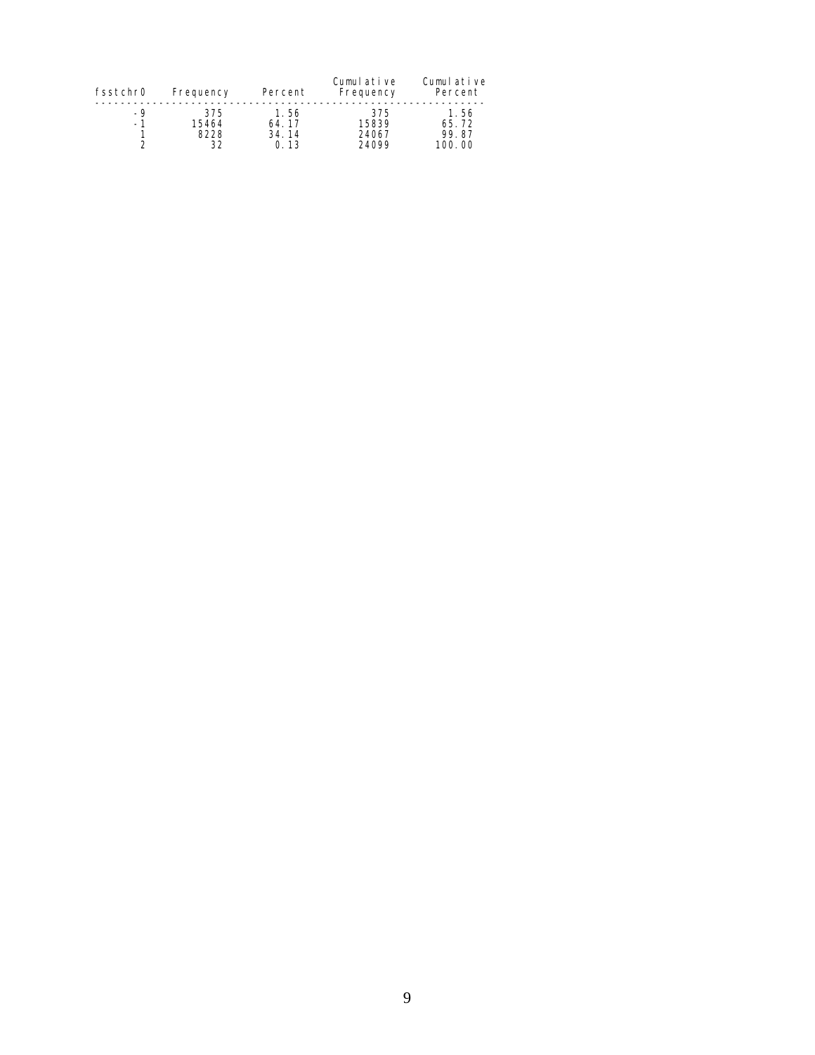| fsstchr0 | Frequency | Percent | Cumulative Frequency | Cumulative Percent |
|---|---|---|---|---|
| -9 | 375 | 1.56 | 375 | 1.56 |
| -1 | 15464 | 64.17 | 15839 | 65.72 |
| 1 | 8228 | 34.14 | 24067 | 99.87 |
| 2 | 32 | 0.13 | 24099 | 100.00 |